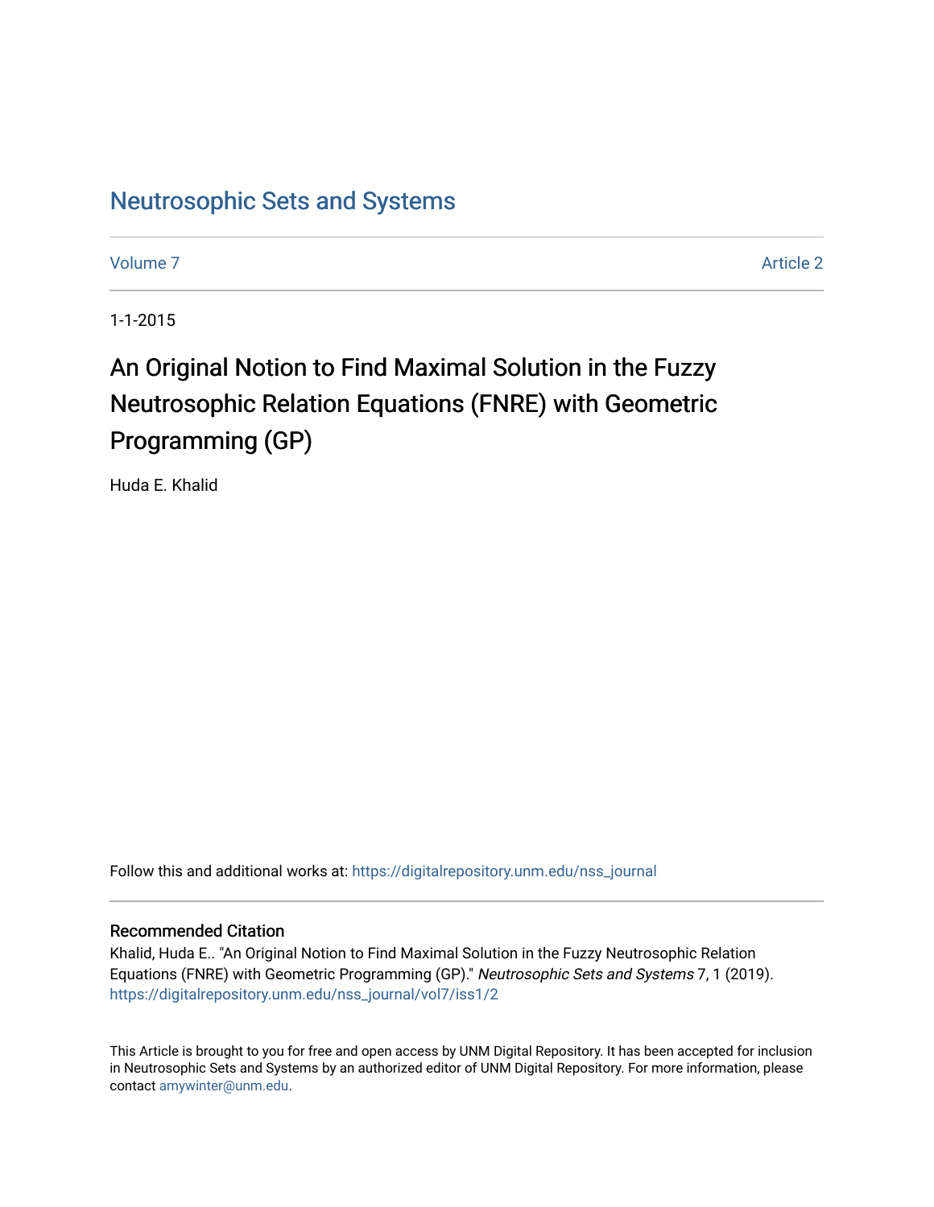Neutrosophic Sets and Systems

Volume 7 | Article 2

1-1-2015

# An Original Notion to Find Maximal Solution in the Fuzzy Neutrosophic Relation Equations (FNRE) with Geometric Programming (GP)

Huda E. Khalid

Follow this and additional works at: https://digitalrepository.unm.edu/nss_journal

## Recommended Citation

Khalid, Huda E.. "An Original Notion to Find Maximal Solution in the Fuzzy Neutrosophic Relation Equations (FNRE) with Geometric Programming (GP)." *Neutrosophic Sets and Systems* 7, 1 (2019). https://digitalrepository.unm.edu/nss_journal/vol7/iss1/2

This Article is brought to you for free and open access by UNM Digital Repository. It has been accepted for inclusion in Neutrosophic Sets and Systems by an authorized editor of UNM Digital Repository. For more information, please contact amywinter@unm.edu.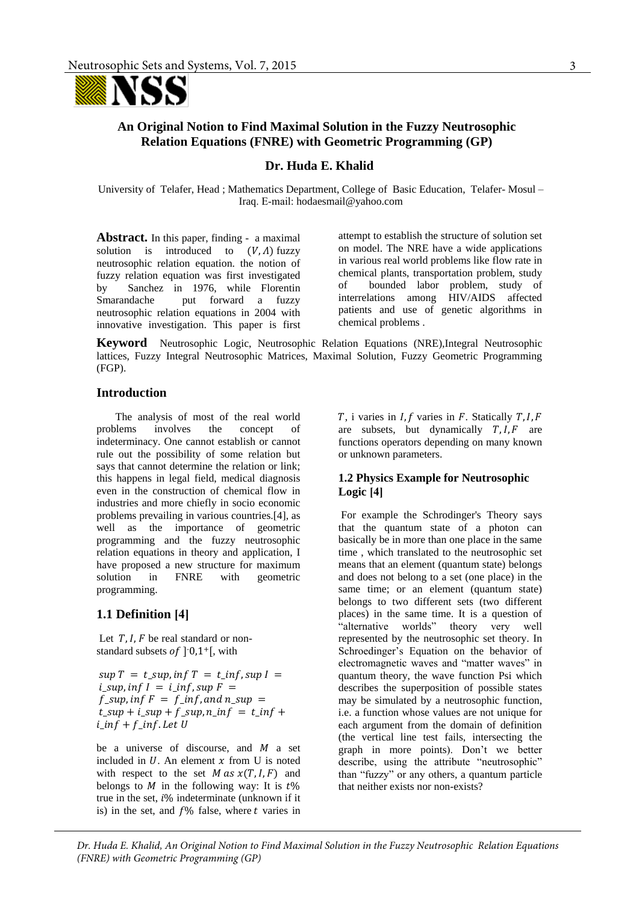# An Original Notion to Find Maximal Solution in the Fuzzy Neutrosophic Relation Equations (FNRE) with Geometric Programming (GP)

### Dr. Huda E. Khalid

University of Telafer, Head ; Mathematics Department, College of Basic Education, Telafer- Mosul – Iraq. E-mail: hodaesmail@yahoo.com

**Abstract.** In this paper, finding - a maximal solution is introduced to $(V, \Lambda)$ fuzzy neutrosophic relation equation. the notion of fuzzy relation equation was first investigated by Sanchez in 1976, while Florentin Smarandache put forward a fuzzy neutrosophic relation equations in 2004 with innovative investigation. This paper is first attempt to establish the structure of solution set on model. The NRE have a wide applications in various real world problems like flow rate in chemical plants, transportation problem, study of bounded labor problem, study of interrelations among HIV/AIDS affected patients and use of genetic algorithms in chemical problems .

**Keyword** Neutrosophic Logic, Neutrosophic Relation Equations (NRE),Integral Neutrosophic lattices, Fuzzy Integral Neutrosophic Matrices, Maximal Solution, Fuzzy Geometric Programming (FGP).

## Introduction

The analysis of most of the real world problems involves the concept of indeterminacy. One cannot establish or cannot rule out the possibility of some relation but says that cannot determine the relation or link; this happens in legal field, medical diagnosis even in the construction of chemical flow in industries and more chiefly in socio economic problems prevailing in various countries.[4], as well as the importance of geometric programming and the fuzzy neutrosophic relation equations in theory and application, I have proposed a new structure for maximum solution in FNRE with geometric programming.

## 1.1 Definition [4]

Let $T, I, F$ be real standard or non-standard subsets $of\ ]^{-}0,1^{+}[$, with

$sup\ T = t\_sup, inf\ T = t\_inf, sup\ I = i\_sup, inf\ I = i\_inf, sup\ F = f\_sup, inf\ F = f\_inf, and\ n\_sup = t\_sup + i\_sup + f\_sup, n\_inf = t\_inf + i\_inf + f\_inf. Let\ U$

be a universe of discourse, and $M$ a set included in $U$. An element $x$ from U is noted with respect to the set $M\ as\ x(T, I, F)$ and belongs to $M$ in the following way: It is $t$% true in the set, $i$% indeterminate (unknown if it is) in the set, and $f$% false, where $t$ varies in $T$, i varies in $I$, $f$ varies in $F$. Statically $T, I, F$ are subsets, but dynamically $T, I, F$ are functions operators depending on many known or unknown parameters.

## 1.2 Physics Example for Neutrosophic Logic [4]

For example the Schrodinger's Theory says that the quantum state of a photon can basically be in more than one place in the same time , which translated to the neutrosophic set means that an element (quantum state) belongs and does not belong to a set (one place) in the same time; or an element (quantum state) belongs to two different sets (two different places) in the same time. It is a question of "alternative worlds" theory very well represented by the neutrosophic set theory. In Schroedinger's Equation on the behavior of electromagnetic waves and "matter waves" in quantum theory, the wave function Psi which describes the superposition of possible states may be simulated by a neutrosophic function, i.e. a function whose values are not unique for each argument from the domain of definition (the vertical line test fails, intersecting the graph in more points). Don't we better describe, using the attribute "neutrosophic" than "fuzzy" or any others, a quantum particle that neither exists nor non-exists?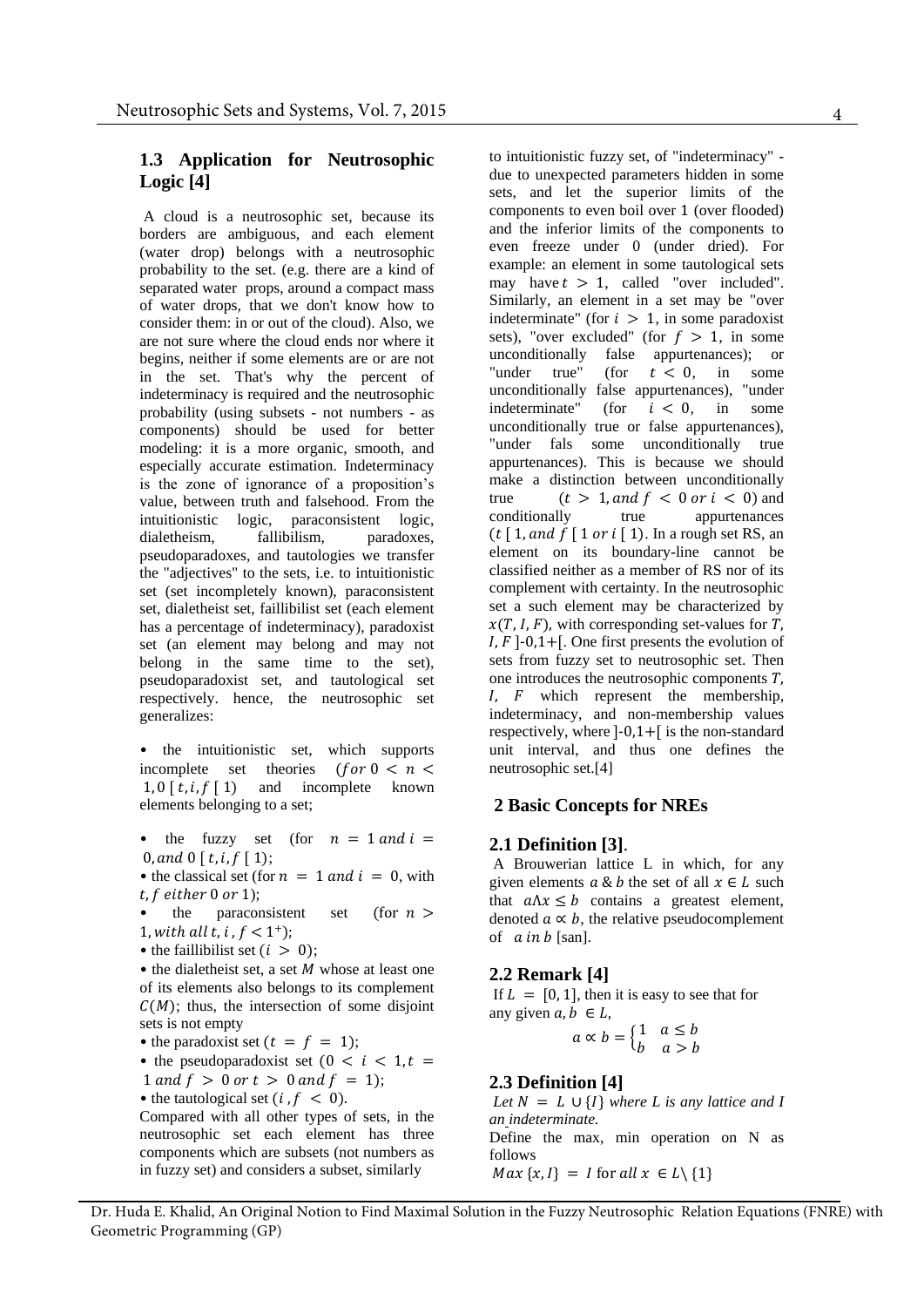## 1.3 Application for Neutrosophic Logic [4]

A cloud is a neutrosophic set, because its borders are ambiguous, and each element (water drop) belongs with a neutrosophic probability to the set. (e.g. there are a kind of separated water props, around a compact mass of water drops, that we don't know how to consider them: in or out of the cloud). Also, we are not sure where the cloud ends nor where it begins, neither if some elements are or are not in the set. That's why the percent of indeterminacy is required and the neutrosophic probability (using subsets - not numbers - as components) should be used for better modeling: it is a more organic, smooth, and especially accurate estimation. Indeterminacy is the zone of ignorance of a proposition's value, between truth and falsehood. From the intuitionistic logic, paraconsistent logic, dialetheism, fallibilism, paradoxes, pseudoparadoxes, and tautologies we transfer the "adjectives" to the sets, i.e. to intuitionistic set (set incompletely known), paraconsistent set, dialetheist set, faillibilist set (each element has a percentage of indeterminacy), paradoxist set (an element may belong and may not belong in the same time to the set), pseudoparadoxist set, and tautological set respectively. hence, the neutrosophic set generalizes:

- the intuitionistic set, which supports incomplete set theories $(for\ 0 < n < 1, 0 [\ t, i, f\ [\ 1)$ and incomplete known elements belonging to a set;
- the fuzzy set (for $n = 1\ and\ i = 0, and\ 0\ [\ t, i, f\ [\ 1)$;
- the classical set (for $n = 1\ and\ i = 0$, with $t, f\ either\ 0\ or\ 1$);
- the paraconsistent set (for $n > 1, with\ all\ t, i, f < 1^{+}$);
- the faillibilist set $(i > 0)$;
- the dialetheist set, a set $M$ whose at least one of its elements also belongs to its complement $C(M)$; thus, the intersection of some disjoint sets is not empty
- the paradoxist set $(t = f = 1)$;
- the pseudoparadoxist set $(0 < i < 1, t = 1\ and\ f > 0\ or\ t > 0\ and\ f = 1)$;
- the tautological set $(i, f < 0)$.

Compared with all other types of sets, in the neutrosophic set each element has three components which are subsets (not numbers as in fuzzy set) and considers a subset, similarly to intuitionistic fuzzy set, of "indeterminacy" - due to unexpected parameters hidden in some sets, and let the superior limits of the components to even boil over 1 (over flooded) and the inferior limits of the components to even freeze under 0 (under dried). For example: an element in some tautological sets may have $t > 1$, called "over included". Similarly, an element in a set may be "over indeterminate" (for $i > 1$, in some paradoxist sets), "over excluded" (for $f > 1$, in some unconditionally false appurtenances); or "under true" (for $t < 0$, in some unconditionally false appurtenances), "under indeterminate" (for $i < 0$, in some unconditionally true or false appurtenances), "under fals some unconditionally true appurtenances). This is because we should make a distinction between unconditionally true $(t > 1, and\ f < 0\ or\ i < 0)$ and conditionally true appurtenances $(t\ [\ 1, and\ f\ [\ 1\ or\ i\ [\ 1)$. In a rough set RS, an element on its boundary-line cannot be classified neither as a member of RS nor of its complement with certainty. In the neutrosophic set a such element may be characterized by $x(T, I, F)$, with corresponding set-values for $T, I, F$ ]-0,1+[. One first presents the evolution of sets from fuzzy set to neutrosophic set. Then one introduces the neutrosophic components $T, I, F$ which represent the membership, indeterminacy, and non-membership values respectively, where ]-0,1+[ is the non-standard unit interval, and thus one defines the neutrosophic set.[4]

# 2 Basic Concepts for NREs

## 2.1 Definition [3].

A Brouwerian lattice L in which, for any given elements $a\ \&\ b$ the set of all $x \in L$ such that $a\Lambda x \leq b$ contains a greatest element, denoted $a \propto b$, the relative pseudocomplement of $a\ in\ b$ [san].

## 2.2 Remark [4]

If $L = [0, 1]$, then it is easy to see that for any given $a, b \in L$,

$$a \propto b = \begin{cases} 1 & a \leq b \\ b & a > b \end{cases}$$

## 2.3 Definition [4]

*Let $N = L \cup \{I\}$ where L is any lattice and I an indeterminate.*

Define the max, min operation on N as follows

$Max\ \{x, I\} = I$ for $all\ x \in L \backslash \{1\}$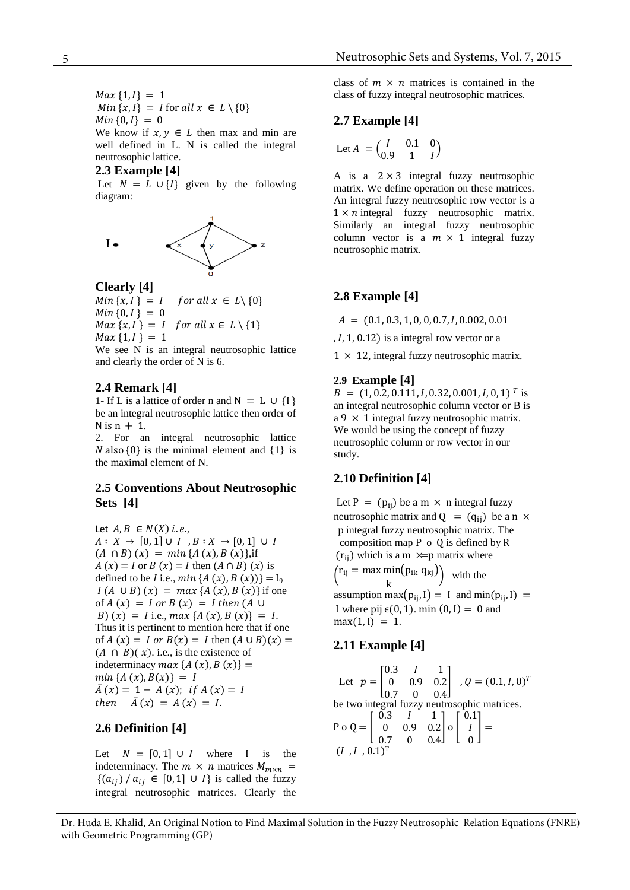$Max\ \{1, I\} = 1$
$Min\ \{x, I\} = I$ for $all\ x \in L \setminus \{0\}$
$Min\ \{0, I\} = 0$

We know if $x, y \in L$ then max and min are well defined in L. N is called the integral neutrosophic lattice.

### 2.3 Example [4]

Let $N = L \cup \{I\}$ given by the following diagram:

**Clearly [4]**

$Min\ \{x, I\} = I \quad for\ all\ x \in L \setminus \{0\}$
$Min\ \{0, I\} = 0$
$Max\ \{x, I\} = I \quad for\ all\ x \in L \setminus \{1\}$
$Max\ \{1, I\} = 1$

We see N is an integral neutrosophic lattice and clearly the order of N is 6.

### 2.4 Remark [4]

1- If L is a lattice of order n and $N = L \cup \{I\}$ be an integral neutrosophic lattice then order of N is $n + 1$.

2. For an integral neutrosophic lattice $N$ also $\{0\}$ is the minimal element and $\{1\}$ is the maximal element of N.

### 2.5 Conventions About Neutrosophic Sets [4]

Let $A, B \in N(X)\ i.e.,$
$A : X \rightarrow [0,1] \cup I\ , B : X \rightarrow [0,1] \cup I$
$(A \cap B)\ (x) = min\ \{A\ (x), B\ (x)\}$, if $A\ (x) = I$ or $B\ (x) = I$ then $(A \cap B)\ (x)$ is defined to be $I$ i.e., $min\ \{A\ (x), B\ (x)\} = I_9$
$I\ (A \cup B)\ (x) = max\ \{A\ (x), B\ (x)\}$ if one of $A\ (x) = I\ or\ B\ (x) = I\ then\ (A \cup B)\ (x) = I$ i.e., $max\ \{A\ (x), B\ (x)\} = I$.
Thus it is pertinent to mention here that if one of $A\ (x) = I\ or\ B(x) = I$ then $(A \cup B)(x) = (A \cap B)(\ x)$. i.e., is the existence of indeterminacy $max\ \{A\ (x), B\ (x)\} = min\ \{A\ (x), B(x)\} = I$
$\bar{A}\ (x) = 1 - A\ (x);\ \ if\ A\ (x) = I\ \ then\ \ \ \bar{A}\ (x) = A\ (x) = I.$

### 2.6 Definition [4]

Let $N = [0,1] \cup I$ where I is the indeterminacy. The $m \times n$ matrices $M_{m \times n} = \{(a_{ij})\ /\ a_{ij} \in [0,1] \cup I\}$ is called the fuzzy integral neutrosophic matrices. Clearly the class of $m \times n$ matrices is contained in the class of fuzzy integral neutrosophic matrices.

### 2.7 Example [4]

Let $A = \begin{pmatrix} I & 0.1 & 0 \\ 0.9 & 1 & I \end{pmatrix}$

A is a $2 \times 3$ integral fuzzy neutrosophic matrix. We define operation on these matrices. An integral fuzzy neutrosophic row vector is a $1 \times n$ integral fuzzy neutrosophic matrix. Similarly an integral fuzzy neutrosophic column vector is a $m \times 1$ integral fuzzy neutrosophic matrix.

### 2.8 Example [4]

$A = (0.1, 0.3, 1, 0, 0, 0.7, I, 0.002, 0.01$
$, I, 1, 0.12)$ is a integral row vector or a
$1 \times 12$, integral fuzzy neutrosophic matrix.

### 2.9 Example [4]

$B = (1, 0.2, 0.111, I, 0.32, 0.001, I, 0, 1)^T$ is an integral neutrosophic column vector or B is a $9 \times 1$ integral fuzzy neutrosophic matrix. We would be using the concept of fuzzy neutrosophic column or row vector in our study.

### 2.10 Definition [4]

Let $P = (p_{ij})$ be a $m \times n$ integral fuzzy neutrosophic matrix and $Q = (q_{ij})$ be a $n \times p$ integral fuzzy neutrosophic matrix. The composition map $P\ o\ Q$ is defined by R $(r_{ij})$ which is a $m \times p$ matrix where $\left(r_{ij} = \max_k \min(p_{ik}\ q_{kj})\right)$ with the assumption $\max(p_{ij}, I) = I$ and $\min(p_{ij}, I) = I$ where $p_{ij} \in (0,1)$. $\min(0, I) = 0$ and $\max(1, I) = 1$.

### 2.11 Example [4]

Let $p = \begin{bmatrix} 0.3 & I & 1 \\ 0 & 0.9 & 0.2 \\ 0.7 & 0 & 0.4 \end{bmatrix}$ , $Q = (0.1, I, 0)^T$

be two integral fuzzy neutrosophic matrices.

$$P\ o\ Q = \begin{bmatrix} 0.3 & I & 1 \\ 0 & 0.9 & 0.2 \\ 0.7 & 0 & 0.4 \end{bmatrix} o \begin{bmatrix} 0.1 \\ I \\ 0 \end{bmatrix} =$$

$(I\ , I\ , 0.1)^T$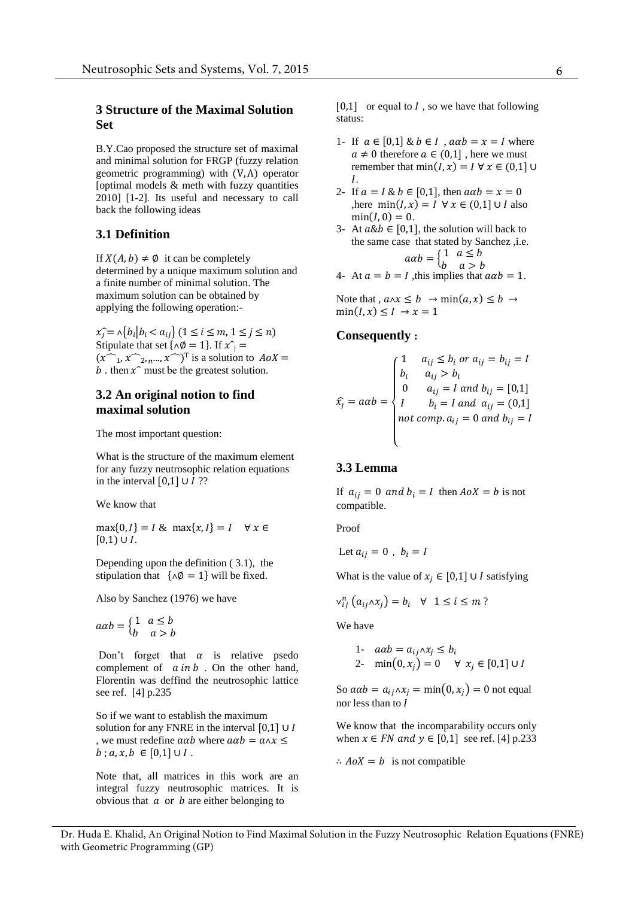## 3 Structure of the Maximal Solution Set

B.Y.Cao proposed the structure set of maximal and minimal solution for FRGP (fuzzy relation geometric programming) with $(\vee, \wedge)$ operator [optimal models & meth with fuzzy quantities 2010] [1-2]. Its useful and necessary to call back the following ideas

### 3.1 Definition

If $X(A, b) \neq \emptyset$ it can be completely determined by a unique maximum solution and a finite number of minimal solution. The maximum solution can be obtained by applying the following operation:-

$\widehat{x_j} = \wedge\{b_i | b_i < a_{ij}\}$ $(1 \leq i \leq m, 1 \leq j \leq n)$ Stipulate that set $\{\wedge\emptyset = 1\}$. If $\hat{x_j} = (x^{\frown}_1, x^{\frown}_2, \ldots, x^{\frown})^T$ is a solution to $AoX = b$ . then $x^{\wedge}$ must be the greatest solution.

### 3.2 An original notion to find maximal solution

The most important question:

What is the structure of the maximum element for any fuzzy neutrosophic relation equations in the interval $[0,1] \cup I$ ??

We know that

$\max\{0, I\} = I$ & $\max\{x, I\} = I \quad \forall x \in [0,1) \cup I$.

Depending upon the definition ( 3.1), the stipulation that $\{\wedge\emptyset = 1\}$ will be fixed.

Also by Sanchez (1976) we have

$$a\alpha b = \begin{cases} 1 & a \leq b \\ b & a > b \end{cases}$$

Don't forget that $\alpha$ is relative psedo complement of $a$ *in* $b$ . On the other hand, Florentin was deffind the neutrosophic lattice see ref. [4] p.235

So if we want to establish the maximum solution for any FNRE in the interval $[0,1] \cup I$ , we must redefine $a\alpha b$ where $a\alpha b = a \wedge x \leq b$ ; $a, x, b \in [0,1] \cup I$ .

Note that, all matrices in this work are an integral fuzzy neutrosophic matrices. It is obvious that $a$ or $b$ are either belonging to $[0,1]$ or equal to $I$ , so we have that following status:

1- If $a \in [0,1]$ & $b \in I$ , $a\alpha b = x = I$ where $a \neq 0$ therefore $a \in (0,1]$ , here we must remember that $\min(I, x) = I \ \forall x \in (0,1] \cup I$.

2- If $a = I$ & $b \in [0,1]$, then $a\alpha b = x = 0$ ,here $\min(I, x) = I \ \forall x \in (0,1] \cup I$ also $\min(I, 0) = 0$.

3- At $a$&$b \in [0,1]$, the solution will back to the same case that stated by Sanchez ,i.e.
$$a\alpha b = \begin{cases} 1 & a \leq b \\ b & a > b \end{cases}$$

4- At $a = b = I$ ,this implies that $a\alpha b = 1$.

Note that , $a \wedge x \leq b \ \rightarrow \min(a, x) \leq b \ \rightarrow \min(I, x) \leq I \ \rightarrow x = 1$

**Consequently :**

$$\widehat{x_j} = a\alpha b = \begin{cases} 1 & a_{ij} \leq b_i \ or \ a_{ij} = b_{ij} = I \\ b_i & a_{ij} > b_i \\ 0 & a_{ij} = I \ and \ b_{ij} = [0,1] \\ I & b_i = I \ and \ a_{ij} = (0,1] \\ not\ comp. & a_{ij} = 0 \ and \ b_{ij} = I \end{cases}$$

### 3.3 Lemma

If $a_{ij} = 0 \ and \ b_i = I$ then $AoX = b$ is not compatible.

Proof

Let $a_{ij} = 0$ , $b_i = I$

What is the value of $x_j \in [0,1] \cup I$ satisfying

$\vee_{ij}^{n} (a_{ij} \wedge x_j) = b_i \quad \forall \ 1 \leq i \leq m$ ?

We have

1- $a\alpha b = a_{ij} \wedge x_j \leq b_i$
2- $\min(0, x_j) = 0 \quad \forall \ x_j \in [0,1] \cup I$

So $a\alpha b = a_{ij} \wedge x_j = \min(0, x_j) = 0$ not equal nor less than to $I$

We know that the incomparability occurs only when $x \in FN \ and \ y \in [0,1]$ see ref. [4] p.233

$\therefore AoX = b$ is not compatible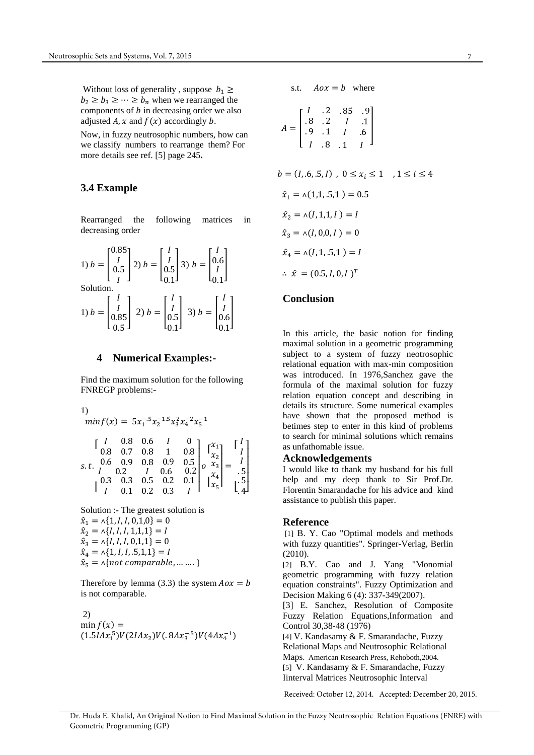Without loss of generality , suppose $b_1 \geq b_2 \geq b_3 \geq \cdots \geq b_n$ when we rearranged the components of $b$ in decreasing order we also adjusted $A, x$ and $f(x)$ accordingly $b$.

Now, in fuzzy neutrosophic numbers, how can we classify numbers to rearrange them? For more details see ref. [5] page 245**.**

### 3.4 Example

Rearranged the following matrices in decreasing order

$$1)\ b = \begin{bmatrix} 0.85 \\ I \\ 0.5 \\ I \end{bmatrix}\ 2)\ b = \begin{bmatrix} I \\ I \\ 0.5 \\ 0.1 \end{bmatrix}\ 3)\ b = \begin{bmatrix} I \\ 0.6 \\ I \\ 0.1 \end{bmatrix}$$

Solution.

$$1)\ b = \begin{bmatrix} I \\ I \\ 0.85 \\ 0.5 \end{bmatrix}\ 2)\ b = \begin{bmatrix} I \\ I \\ 0.5 \\ 0.1 \end{bmatrix}\ 3)\ b = \begin{bmatrix} I \\ I \\ 0.6 \\ 0.1 \end{bmatrix}$$

## 4 Numerical Examples:-

Find the maximum solution for the following FNREGP problems:-

1)

$$\min f(x) = 5x_1^{-.5}x_2^{-1.5}x_3^{2}x_4^{-2}x_5^{-1}$$

$$s.t.\ \begin{bmatrix} I & 0.8 & 0.6 & I & 0 \\ 0.8 & 0.7 & 0.8 & 1 & 0.8 \\ 0.6 & 0.9 & 0.8 & 0.9 & 0.5 \\ I & 0.2 & I & 0.6 & 0.2 \\ 0.3 & 0.3 & 0.5 & 0.2 & 0.1 \\ I & 0.1 & 0.2 & 0.3 & I \end{bmatrix} o \begin{bmatrix} x_1 \\ x_2 \\ x_3 \\ x_4 \\ x_5 \end{bmatrix} = \begin{bmatrix} I \\ I \\ I \\ .5 \\ .5 \\ .4 \end{bmatrix}$$

Solution :- The greatest solution is

$\hat{x}_1 = \wedge\{1, I, I, 0,1,0\} = 0$

$\hat{x}_2 = \wedge\{I, I, I, 1,1,1\} = I$

$\hat{x}_3 = \wedge\{I, I, I, 0,1,1\} = 0$

$\hat{x}_4 = \wedge\{1, I, I, .5,1,1\} = I$

$\hat{x}_5 = \wedge\{not\ comparable, \ldots \ldots.\}$

Therefore by lemma (3.3) the system $Aox = b$ is not comparable.

2)

$\min f(x) = (1.5I \Lambda x_1^{5}) V (2I \Lambda x_2) V (.8 \Lambda x_3^{-.5}) V (4 \Lambda x_4^{-1})$

s.t. $\quad Aox = b \quad$ where

$$A = \begin{bmatrix} I & .2 & .85 & .9 \\ .8 & .2 & I & .1 \\ .9 & .1 & I & .6 \\ I & .8 & .1 & I \end{bmatrix}$$

$b = (I, .6, .5, I)\ ,\ 0 \leq x_i \leq 1 \quad , 1 \leq i \leq 4$

$\hat{x}_1 = \wedge(1,1,.5,1) = 0.5$

$\hat{x}_2 = \wedge(I, 1,1, I) = I$

$\hat{x}_3 = \wedge(I, 0,0, I) = 0$

$\hat{x}_4 = \wedge(I, 1, .5,1) = I$

$\therefore\ \hat{x} = (0.5, I, 0, I)^T$

## Conclusion

In this article, the basic notion for finding maximal solution in a geometric programming subject to a system of fuzzy neotrosophic relational equation with max-min composition was introduced. In 1976,Sanchez gave the formula of the maximal solution for fuzzy relation equation concept and describing in details its structure. Some numerical examples have shown that the proposed method is betimes step to enter in this kind of problems to search for minimal solutions which remains as unfathomable issue.

## Acknowledgements

I would like to thank my husband for his full help and my deep thank to Sir Prof.Dr. Florentin Smarandache for his advice and kind assistance to publish this paper.

## Reference

[1] B. Y. Cao "Optimal models and methods with fuzzy quantities". Springer-Verlag, Berlin (2010).

[2] B.Y. Cao and J. Yang "Monomial geometric programming with fuzzy relation equation constraints". Fuzzy Optimization and Decision Making 6 (4): 337-349(2007).

[3] E. Sanchez, Resolution of Composite Fuzzy Relation Equations,Information and Control 30,38-48 (1976)

[4] V. Kandasamy & F. Smarandache, Fuzzy Relational Maps and Neutrosophic Relational Maps. American Research Press, Rehoboth,2004.

[5] V. Kandasamy & F. Smarandache, Fuzzy Iinterval Matrices Neutrosophic Interval

Received: October 12, 2014. Accepted: December 20, 2015.